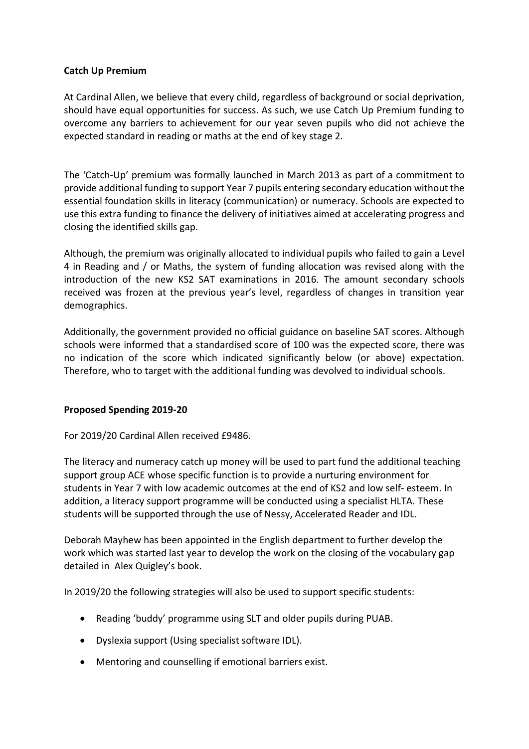**Catch Up Premium**

At Cardinal Allen, we believe that every child, regardless of background or social deprivation, should have equal opportunities for success. As such, we use Catch Up Premium funding to overcome any barriers to achievement for our year seven pupils who did not achieve the expected standard in reading or maths at the end of key stage 2.

The 'Catch-Up' premium was formally launched in March 2013 as part of a commitment to provide additional funding to support Year 7 pupils entering secondary education without the essential foundation skills in literacy (communication) or numeracy. Schools are expected to use this extra funding to finance the delivery of initiatives aimed at accelerating progress and closing the identified skills gap.

Although, the premium was originally allocated to individual pupils who failed to gain a Level 4 in Reading and / or Maths, the system of funding allocation was revised along with the introduction of the new KS2 SAT examinations in 2016. The amount secondary schools received was frozen at the previous year's level, regardless of changes in transition year demographics.

Additionally, the government provided no official guidance on baseline SAT scores. Although schools were informed that a standardised score of 100 was the expected score, there was no indication of the score which indicated significantly below (or above) expectation. Therefore, who to target with the additional funding was devolved to individual schools.

**Proposed Spending 2019-20**

For 2019/20 Cardinal Allen received £9486.

The literacy and numeracy catch up money will be used to part fund the additional teaching support group ACE whose specific function is to provide a nurturing environment for students in Year 7 with low academic outcomes at the end of KS2 and low self- esteem. In addition, a literacy support programme will be conducted using a specialist HLTA. These students will be supported through the use of Nessy, Accelerated Reader and IDL.

Deborah Mayhew has been appointed in the English department to further develop the work which was started last year to develop the work on the closing of the vocabulary gap detailed in Alex Quigley's book.

In 2019/20 the following strategies will also be used to support specific students:

- Reading 'buddy' programme using SLT and older pupils during PUAB.
- Dyslexia support (Using specialist software IDL).
- Mentoring and counselling if emotional barriers exist.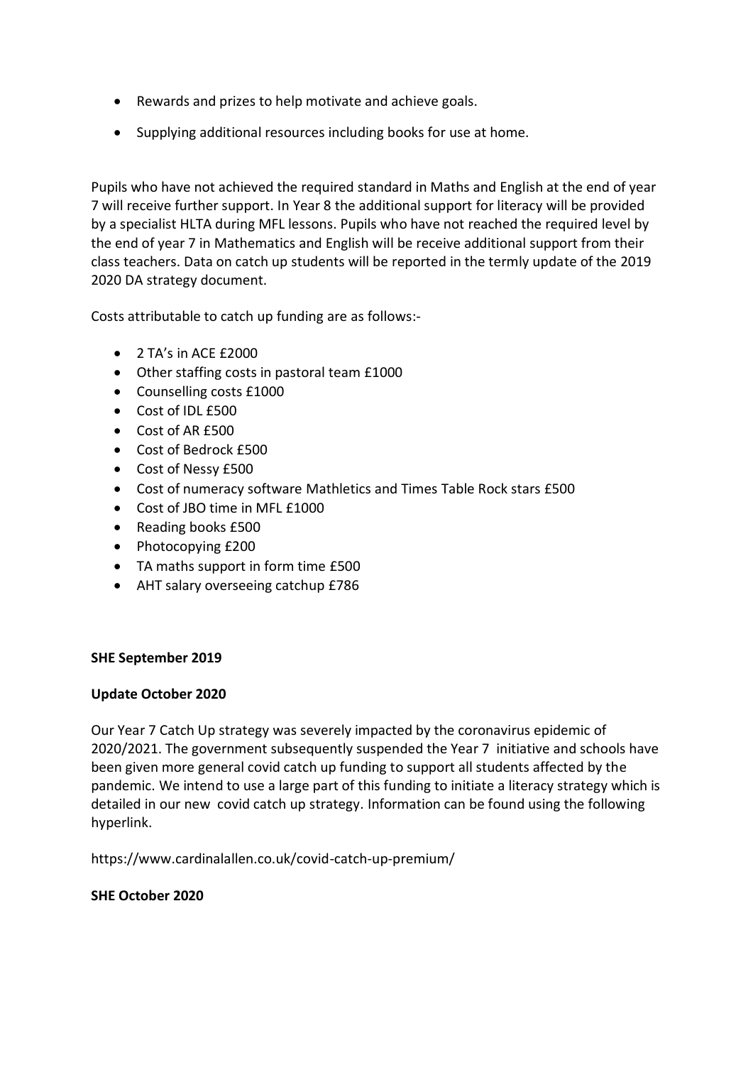- Rewards and prizes to help motivate and achieve goals.
- Supplying additional resources including books for use at home.

Pupils who have not achieved the required standard in Maths and English at the end of year 7 will receive further support. In Year 8 the additional support for literacy will be provided by a specialist HLTA during MFL lessons. Pupils who have not reached the required level by the end of year 7 in Mathematics and English will be receive additional support from their class teachers. Data on catch up students will be reported in the termly update of the 2019 2020 DA strategy document.

Costs attributable to catch up funding are as follows:-

- 2 TA's in ACE £2000
- Other staffing costs in pastoral team £1000
- Counselling costs £1000
- Cost of IDL £500
- Cost of AR £500
- Cost of Bedrock £500
- Cost of Nessy £500
- Cost of numeracy software Mathletics and Times Table Rock stars £500
- Cost of JBO time in MFL £1000
- Reading books £500
- Photocopying £200
- TA maths support in form time £500
- AHT salary overseeing catchup £786

**SHE September 2019**

**Update October 2020**

Our Year 7 Catch Up strategy was severely impacted by the coronavirus epidemic of 2020/2021. The government subsequently suspended the Year 7 initiative and schools have been given more general covid catch up funding to support all students affected by the pandemic. We intend to use a large part of this funding to initiate a literacy strategy which is detailed in our new covid catch up strategy. Information can be found using the following hyperlink.

https://www.cardinalallen.co.uk/covid-catch-up-premium/

**SHE October 2020**